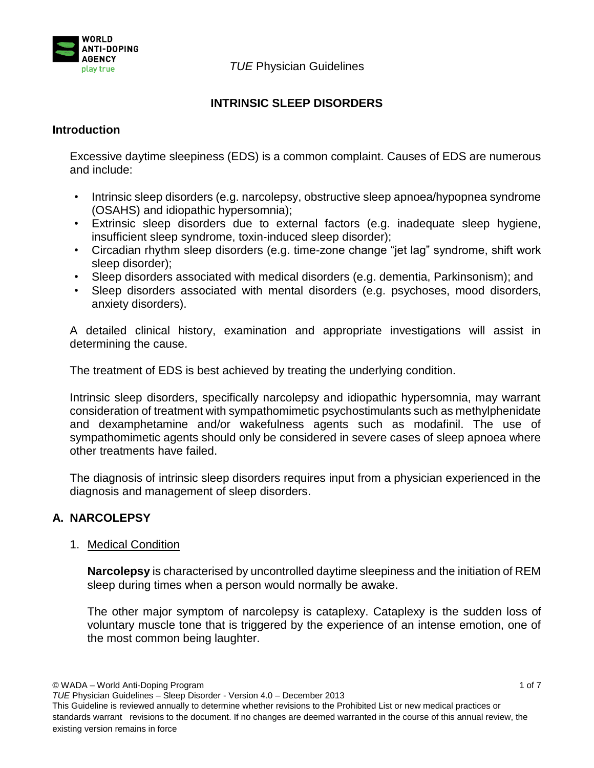# INTRINSIC SLEEP DISORDERS

## Introduction

Excessive daytime sleepiness (EDS) is a common complaint. Causes of EDS are numerous and include:

- Intrinsic sleep disorders (e.g. narcolepsy, obstructive sleep apnoea/hypopnea syndrome (OSAHS) and idiopathic hypersomnia);
- Extrinsic sleep disorders due to external factors (e.g. inadequate sleep hygiene, insufficient sleep syndrome, toxin-induced sleep disorder);
- Circadian rhythm sleep disorders (e.g. time-zone change "jet lag" syndrome, shift work sleep disorder);
- Sleep disorders associated with medical disorders (e.g. dementia, Parkinsonism); and
- Sleep disorders associated with mental disorders (e.g. psychoses, mood disorders, anxiety disorders).

A detailed clinical history, examination and appropriate investigations will assist in determining the cause.

The treatment of EDS is best achieved by treating the underlying condition.

Intrinsic sleep disorders, specifically narcolepsy and idiopathic hypersomnia, may warrant consideration of treatment with sympathomimetic psychostimulants such as methylphenidate and dexamphetamine and/or wakefulness agents such as modafinil. The use of sympathomimetic agents should only be considered in severe cases of sleep apnoea where other treatments have failed.

The diagnosis of intrinsic sleep disorders requires input from a physician experienced in the diagnosis and management of sleep disorders.

## A. NARCOLEPSY

1. Medical Condition

**Narcolepsy** is characterised by uncontrolled daytime sleepiness and the initiation of REM sleep during times when a person would normally be awake.

The other major symptom of narcolepsy is cataplexy. Cataplexy is the sudden loss of voluntary muscle tone that is triggered by the experience of an intense emotion, one of the most common being laughter.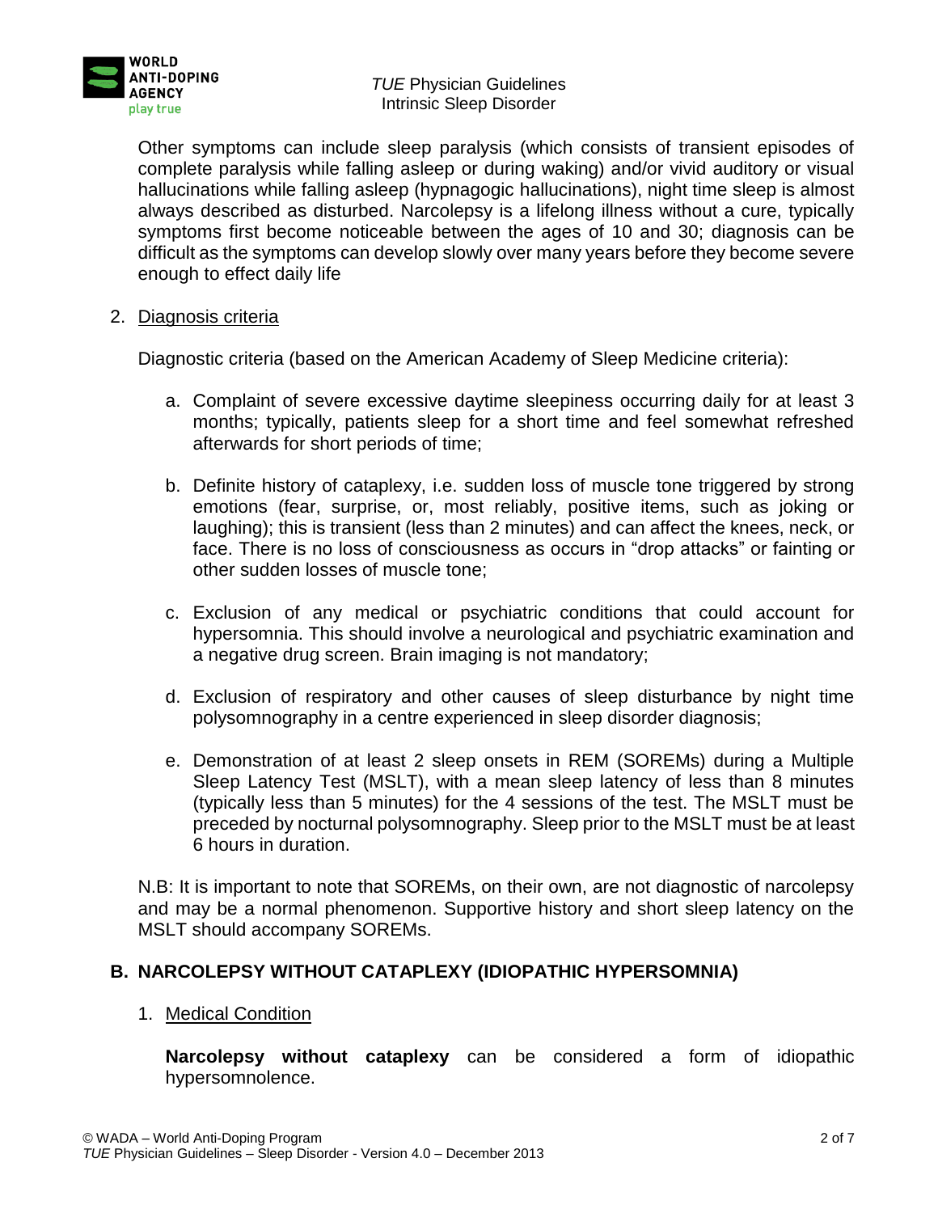Other symptoms can include sleep paralysis (which consists of transient episodes of complete paralysis while falling asleep or during waking) and/or vivid auditory or visual hallucinations while falling asleep (hypnagogic hallucinations), night time sleep is almost always described as disturbed. Narcolepsy is a lifelong illness without a cure, typically symptoms first become noticeable between the ages of 10 and 30; diagnosis can be difficult as the symptoms can develop slowly over many years before they become severe enough to effect daily life

2. Diagnosis criteria

Diagnostic criteria (based on the American Academy of Sleep Medicine criteria):

a. Complaint of severe excessive daytime sleepiness occurring daily for at least 3 months; typically, patients sleep for a short time and feel somewhat refreshed afterwards for short periods of time;

b. Definite history of cataplexy, i.e. sudden loss of muscle tone triggered by strong emotions (fear, surprise, or, most reliably, positive items, such as joking or laughing); this is transient (less than 2 minutes) and can affect the knees, neck, or face. There is no loss of consciousness as occurs in "drop attacks" or fainting or other sudden losses of muscle tone;

c. Exclusion of any medical or psychiatric conditions that could account for hypersomnia. This should involve a neurological and psychiatric examination and a negative drug screen. Brain imaging is not mandatory;

d. Exclusion of respiratory and other causes of sleep disturbance by night time polysomnography in a centre experienced in sleep disorder diagnosis;

e. Demonstration of at least 2 sleep onsets in REM (SOREMs) during a Multiple Sleep Latency Test (MSLT), with a mean sleep latency of less than 8 minutes (typically less than 5 minutes) for the 4 sessions of the test. The MSLT must be preceded by nocturnal polysomnography. Sleep prior to the MSLT must be at least 6 hours in duration.

N.B: It is important to note that SOREMs, on their own, are not diagnostic of narcolepsy and may be a normal phenomenon. Supportive history and short sleep latency on the MSLT should accompany SOREMs.

## B. NARCOLEPSY WITHOUT CATAPLEXY (IDIOPATHIC HYPERSOMNIA)

1. Medical Condition

**Narcolepsy without cataplexy** can be considered a form of idiopathic hypersomnolence.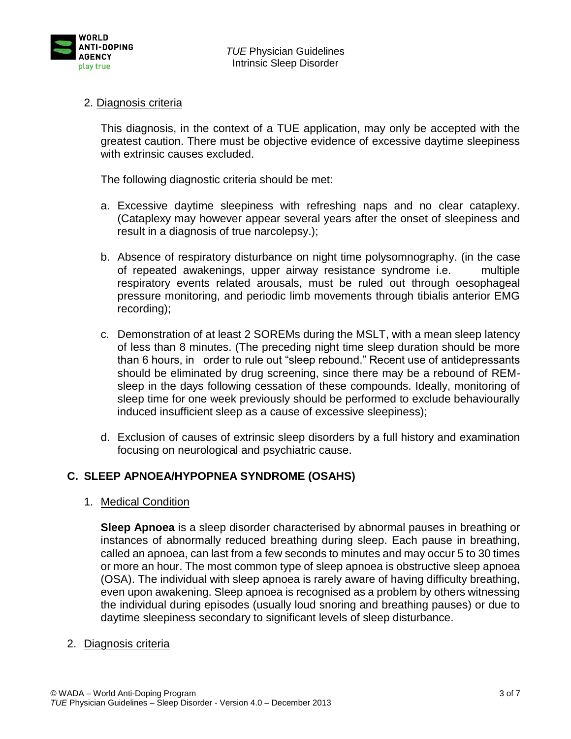2. Diagnosis criteria

This diagnosis, in the context of a TUE application, may only be accepted with the greatest caution. There must be objective evidence of excessive daytime sleepiness with extrinsic causes excluded.

The following diagnostic criteria should be met:

a. Excessive daytime sleepiness with refreshing naps and no clear cataplexy. (Cataplexy may however appear several years after the onset of sleepiness and result in a diagnosis of true narcolepsy.);

b. Absence of respiratory disturbance on night time polysomnography. (in the case of repeated awakenings, upper airway resistance syndrome i.e. multiple respiratory events related arousals, must be ruled out through oesophageal pressure monitoring, and periodic limb movements through tibialis anterior EMG recording);

c. Demonstration of at least 2 SOREMs during the MSLT, with a mean sleep latency of less than 8 minutes. (The preceding night time sleep duration should be more than 6 hours, in order to rule out "sleep rebound." Recent use of antidepressants should be eliminated by drug screening, since there may be a rebound of REM-sleep in the days following cessation of these compounds. Ideally, monitoring of sleep time for one week previously should be performed to exclude behaviourally induced insufficient sleep as a cause of excessive sleepiness);

d. Exclusion of causes of extrinsic sleep disorders by a full history and examination focusing on neurological and psychiatric cause.

## C. SLEEP APNOEA/HYPOPNEA SYNDROME (OSAHS)

1. Medical Condition

**Sleep Apnoea** is a sleep disorder characterised by abnormal pauses in breathing or instances of abnormally reduced breathing during sleep. Each pause in breathing, called an apnoea, can last from a few seconds to minutes and may occur 5 to 30 times or more an hour. The most common type of sleep apnoea is obstructive sleep apnoea (OSA). The individual with sleep apnoea is rarely aware of having difficulty breathing, even upon awakening. Sleep apnoea is recognised as a problem by others witnessing the individual during episodes (usually loud snoring and breathing pauses) or due to daytime sleepiness secondary to significant levels of sleep disturbance.

2. Diagnosis criteria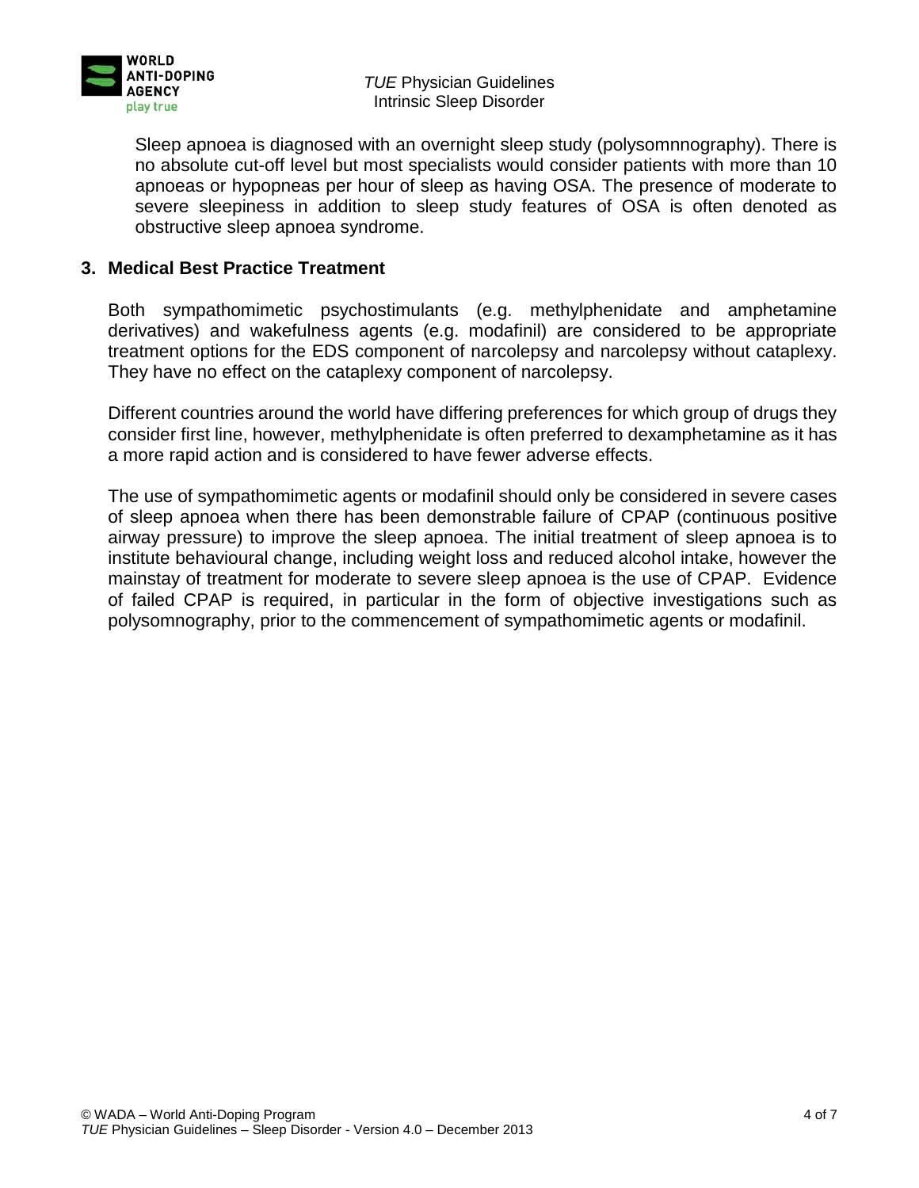Sleep apnoea is diagnosed with an overnight sleep study (polysomnnography). There is no absolute cut-off level but most specialists would consider patients with more than 10 apnoeas or hypopneas per hour of sleep as having OSA. The presence of moderate to severe sleepiness in addition to sleep study features of OSA is often denoted as obstructive sleep apnoea syndrome.

## 3. Medical Best Practice Treatment

Both sympathomimetic psychostimulants (e.g. methylphenidate and amphetamine derivatives) and wakefulness agents (e.g. modafinil) are considered to be appropriate treatment options for the EDS component of narcolepsy and narcolepsy without cataplexy. They have no effect on the cataplexy component of narcolepsy.

Different countries around the world have differing preferences for which group of drugs they consider first line, however, methylphenidate is often preferred to dexamphetamine as it has a more rapid action and is considered to have fewer adverse effects.

The use of sympathomimetic agents or modafinil should only be considered in severe cases of sleep apnoea when there has been demonstrable failure of CPAP (continuous positive airway pressure) to improve the sleep apnoea. The initial treatment of sleep apnoea is to institute behavioural change, including weight loss and reduced alcohol intake, however the mainstay of treatment for moderate to severe sleep apnoea is the use of CPAP. Evidence of failed CPAP is required, in particular in the form of objective investigations such as polysomnography, prior to the commencement of sympathomimetic agents or modafinil.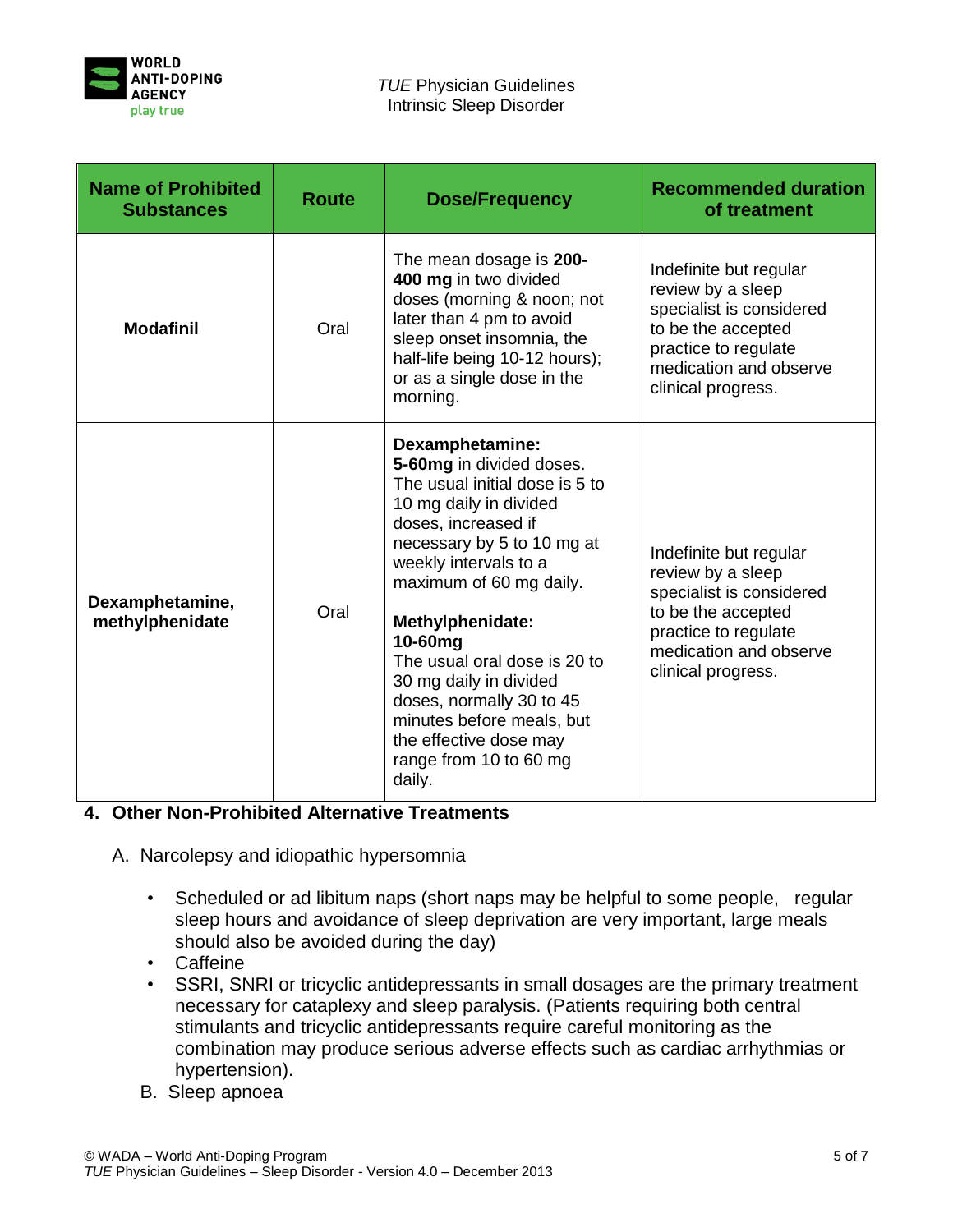| Name of Prohibited Substances | Route | Dose/Frequency | Recommended duration of treatment |
|---|---|---|---|
| **Modafinil** | Oral | The mean dosage is **200-400 mg** in two divided doses (morning & noon; not later than 4 pm to avoid sleep onset insomnia, the half-life being 10-12 hours); or as a single dose in the morning. | Indefinite but regular review by a sleep specialist is considered to be the accepted practice to regulate medication and observe clinical progress. |
| **Dexamphetamine, methylphenidate** | Oral | **Dexamphetamine:** **5-60mg** in divided doses. The usual initial dose is 5 to 10 mg daily in divided doses, increased if necessary by 5 to 10 mg at weekly intervals to a maximum of 60 mg daily. **Methylphenidate:** **10-60mg** The usual oral dose is 20 to 30 mg daily in divided doses, normally 30 to 45 minutes before meals, but the effective dose may range from 10 to 60 mg daily. | Indefinite but regular review by a sleep specialist is considered to be the accepted practice to regulate medication and observe clinical progress. |

## 4. Other Non-Prohibited Alternative Treatments

A. Narcolepsy and idiopathic hypersomnia

- Scheduled or ad libitum naps (short naps may be helpful to some people, regular sleep hours and avoidance of sleep deprivation are very important, large meals should also be avoided during the day)
- Caffeine
- SSRI, SNRI or tricyclic antidepressants in small dosages are the primary treatment necessary for cataplexy and sleep paralysis. (Patients requiring both central stimulants and tricyclic antidepressants require careful monitoring as the combination may produce serious adverse effects such as cardiac arrhythmias or hypertension).

B. Sleep apnoea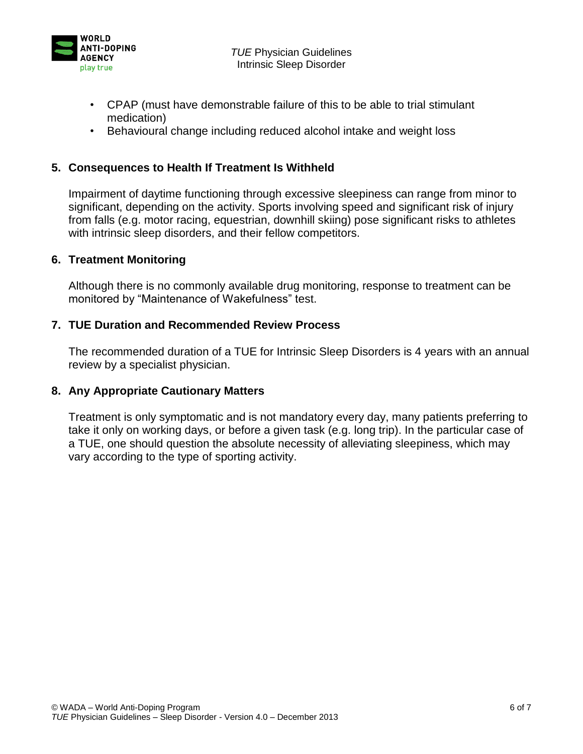- CPAP (must have demonstrable failure of this to be able to trial stimulant medication)
- Behavioural change including reduced alcohol intake and weight loss

## 5. Consequences to Health If Treatment Is Withheld

Impairment of daytime functioning through excessive sleepiness can range from minor to significant, depending on the activity. Sports involving speed and significant risk of injury from falls (e.g. motor racing, equestrian, downhill skiing) pose significant risks to athletes with intrinsic sleep disorders, and their fellow competitors.

## 6. Treatment Monitoring

Although there is no commonly available drug monitoring, response to treatment can be monitored by "Maintenance of Wakefulness" test.

## 7. TUE Duration and Recommended Review Process

The recommended duration of a TUE for Intrinsic Sleep Disorders is 4 years with an annual review by a specialist physician.

## 8. Any Appropriate Cautionary Matters

Treatment is only symptomatic and is not mandatory every day, many patients preferring to take it only on working days, or before a given task (e.g. long trip). In the particular case of a TUE, one should question the absolute necessity of alleviating sleepiness, which may vary according to the type of sporting activity.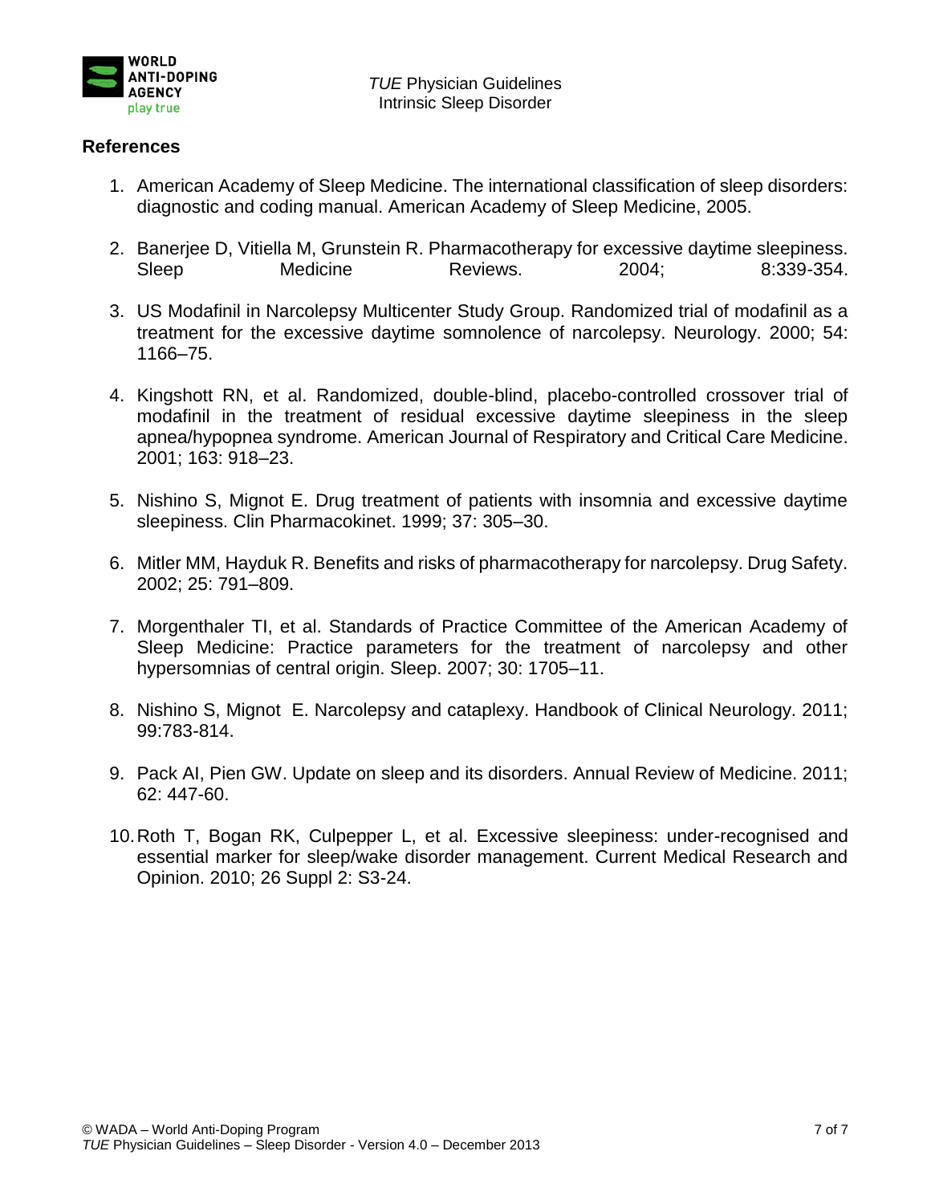## References

1. American Academy of Sleep Medicine. The international classification of sleep disorders: diagnostic and coding manual. American Academy of Sleep Medicine, 2005.
2. Banerjee D, Vitiella M, Grunstein R. Pharmacotherapy for excessive daytime sleepiness. Sleep Medicine Reviews. 2004; 8:339-354.
3. US Modafinil in Narcolepsy Multicenter Study Group. Randomized trial of modafinil as a treatment for the excessive daytime somnolence of narcolepsy. Neurology. 2000; 54: 1166–75.
4. Kingshott RN, et al. Randomized, double-blind, placebo-controlled crossover trial of modafinil in the treatment of residual excessive daytime sleepiness in the sleep apnea/hypopnea syndrome. American Journal of Respiratory and Critical Care Medicine. 2001; 163: 918–23.
5. Nishino S, Mignot E. Drug treatment of patients with insomnia and excessive daytime sleepiness. Clin Pharmacokinet. 1999; 37: 305–30.
6. Mitler MM, Hayduk R. Benefits and risks of pharmacotherapy for narcolepsy. Drug Safety. 2002; 25: 791–809.
7. Morgenthaler TI, et al. Standards of Practice Committee of the American Academy of Sleep Medicine: Practice parameters for the treatment of narcolepsy and other hypersomnias of central origin. Sleep. 2007; 30: 1705–11.
8. Nishino S, Mignot E. Narcolepsy and cataplexy. Handbook of Clinical Neurology. 2011; 99:783-814.
9. Pack AI, Pien GW. Update on sleep and its disorders. Annual Review of Medicine. 2011; 62: 447-60.
10. Roth T, Bogan RK, Culpepper L, et al. Excessive sleepiness: under-recognised and essential marker for sleep/wake disorder management. Current Medical Research and Opinion. 2010; 26 Suppl 2: S3-24.